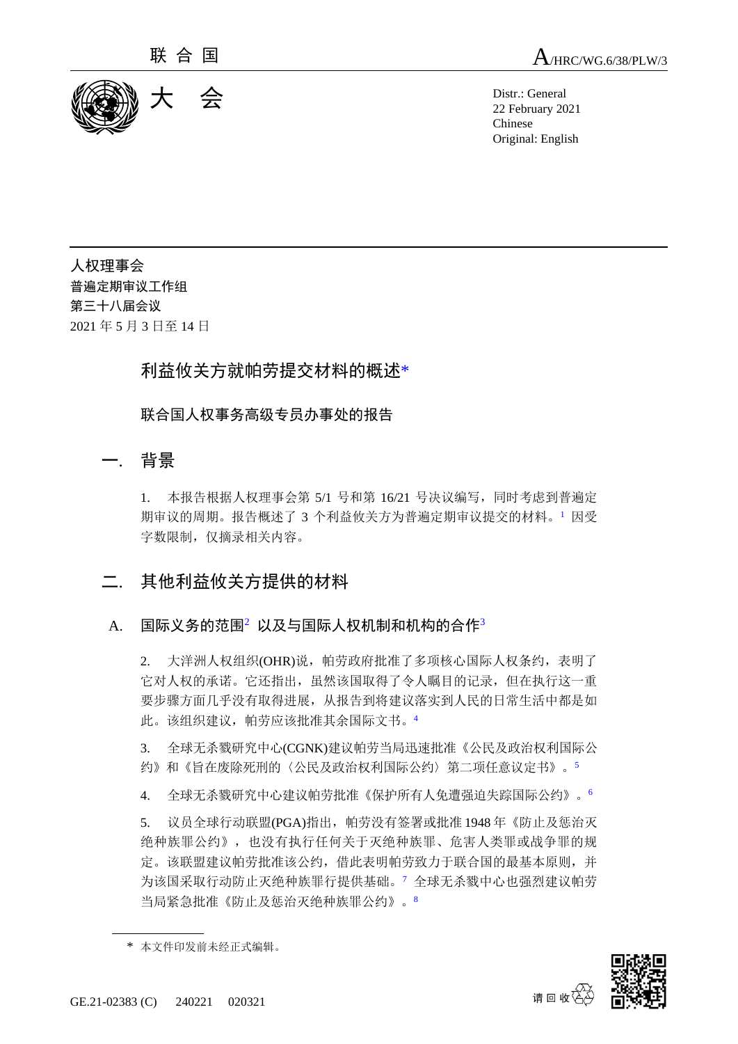联合国

A/HRC/WG.6/38/PLW/3

大会

Distr.: General
22 February 2021
Chinese
Original: English

人权理事会
普遍定期审议工作组
第三十八届会议
2021 年 5 月 3 日至 14 日

# 利益攸关方就帕劳提交材料的概述*

## 联合国人权事务高级专员办事处的报告

## 一. 背景

1. 本报告根据人权理事会第 5/1 号和第 16/21 号决议编写，同时考虑到普遍定期审议的周期。报告概述了 3 个利益攸关方为普遍定期审议提交的材料。[1] 因受字数限制，仅摘录相关内容。

## 二. 其他利益攸关方提供的材料

### A. 国际义务的范围[2] 以及与国际人权机制和机构的合作[3]

2. 大洋洲人权组织(OHR)说，帕劳政府批准了多项核心国际人权条约，表明了它对人权的承诺。它还指出，虽然该国取得了令人瞩目的记录，但在执行这一重要步骤方面几乎没有取得进展，从报告到将建议落实到人民的日常生活中都是如此。该组织建议，帕劳应该批准其余国际文书。[4]

3. 全球无杀戮研究中心(CGNK)建议帕劳当局迅速批准《公民及政治权利国际公约》和《旨在废除死刑的〈公民及政治权利国际公约〉第二项任意议定书》。[5]

4. 全球无杀戮研究中心建议帕劳批准《保护所有人免遭强迫失踪国际公约》。[6]

5. 议员全球行动联盟(PGA)指出，帕劳没有签署或批准 1948 年《防止及惩治灭绝种族罪公约》，也没有执行任何关于灭绝种族罪、危害人类罪或战争罪的规定。该联盟建议帕劳批准该公约，借此表明帕劳致力于联合国的最基本原则，并为该国采取行动防止灭绝种族罪行提供基础。[7] 全球无杀戮中心也强烈建议帕劳当局紧急批准《防止及惩治灭绝种族罪公约》。[8]

* 本文件印发前未经正式编辑。

GE.21-02383 (C) 240221 020321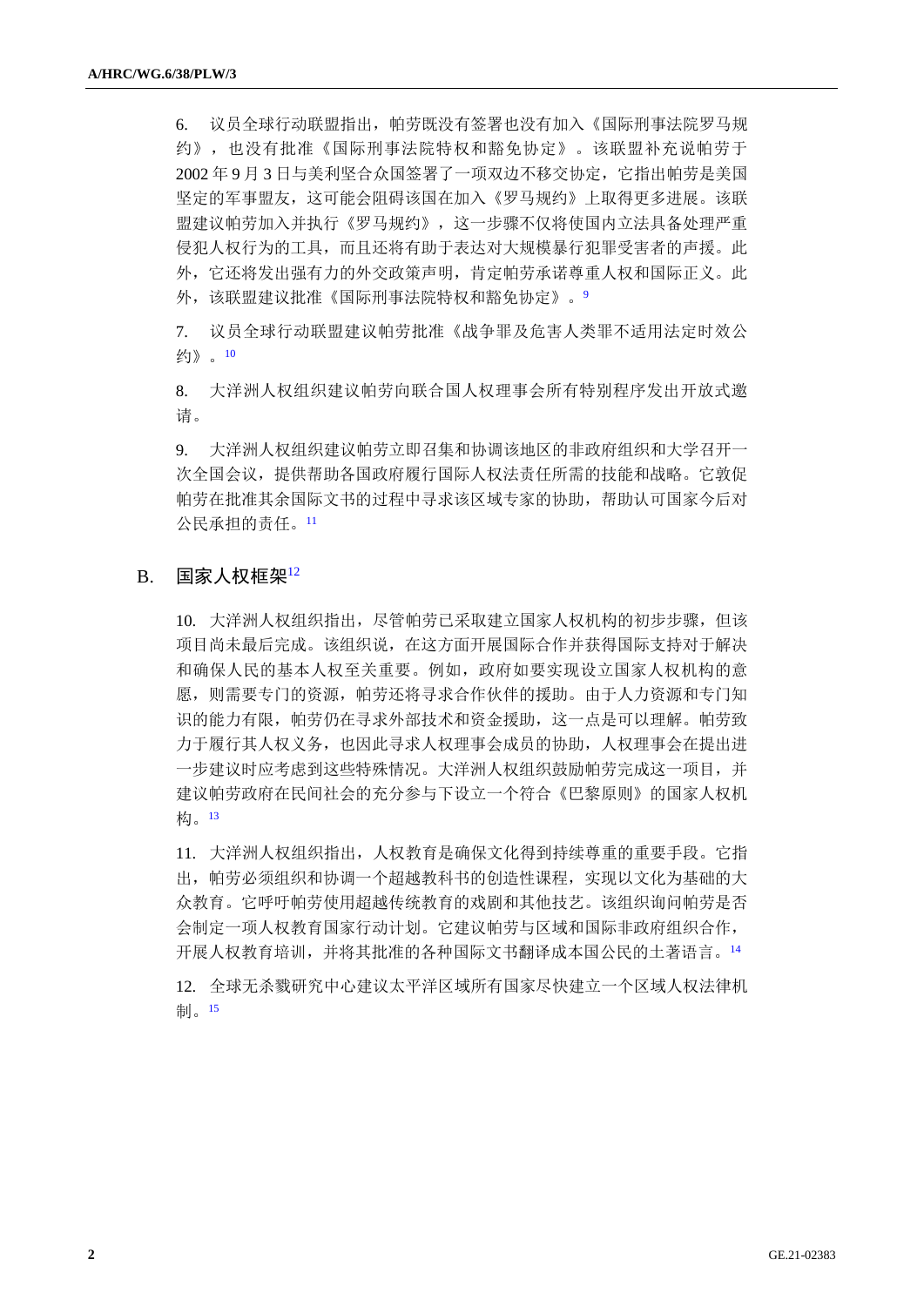6. 议员全球行动联盟指出，帕劳既没有签署也没有加入《国际刑事法院罗马规约》，也没有批准《国际刑事法院特权和豁免协定》。该联盟补充说帕劳于 2002 年 9 月 3 日与美利坚合众国签署了一项双边不移交协定，它指出帕劳是美国坚定的军事盟友，这可能会阻碍该国在加入《罗马规约》上取得更多进展。该联盟建议帕劳加入并执行《罗马规约》，这一步骤不仅将使国内立法具备处理严重侵犯人权行为的工具，而且还将有助于表达对大规模暴行犯罪受害者的声援。此外，它还将发出强有力的外交政策声明，肯定帕劳承诺尊重人权和国际正义。此外，该联盟建议批准《国际刑事法院特权和豁免协定》。[9]

7. 议员全球行动联盟建议帕劳批准《战争罪及危害人类罪不适用法定时效公约》。[10]

8. 大洋洲人权组织建议帕劳向联合国人权理事会所有特别程序发出开放式邀请。

9. 大洋洲人权组织建议帕劳立即召集和协调该地区的非政府组织和大学召开一次全国会议，提供帮助各国政府履行国际人权法责任所需的技能和战略。它敦促帕劳在批准其余国际文书的过程中寻求该区域专家的协助，帮助认可国家今后对公民承担的责任。[11]

## B. 国家人权框架[12]

10. 大洋洲人权组织指出，尽管帕劳已采取建立国家人权机构的初步步骤，但该项目尚未最后完成。该组织说，在这方面开展国际合作并获得国际支持对于解决和确保人民的基本人权至关重要。例如，政府如要实现设立国家人权机构的意愿，则需要专门的资源，帕劳还将寻求合作伙伴的援助。由于人力资源和专门知识的能力有限，帕劳仍在寻求外部技术和资金援助，这一点是可以理解。帕劳致力于履行其人权义务，也因此寻求人权理事会成员的协助，人权理事会在提出进一步建议时应考虑到这些特殊情况。大洋洲人权组织鼓励帕劳完成这一项目，并建议帕劳政府在民间社会的充分参与下设立一个符合《巴黎原则》的国家人权机构。[13]

11. 大洋洲人权组织指出，人权教育是确保文化得到持续尊重的重要手段。它指出，帕劳必须组织和协调一个超越教科书的创造性课程，实现以文化为基础的大众教育。它呼吁帕劳使用超越传统教育的戏剧和其他技艺。该组织询问帕劳是否会制定一项人权教育国家行动计划。它建议帕劳与区域和国际非政府组织合作，开展人权教育培训，并将其批准的各种国际文书翻译成本国公民的土著语言。[14]

12. 全球无杀戮研究中心建议太平洋区域所有国家尽快建立一个区域人权法律机制。[15]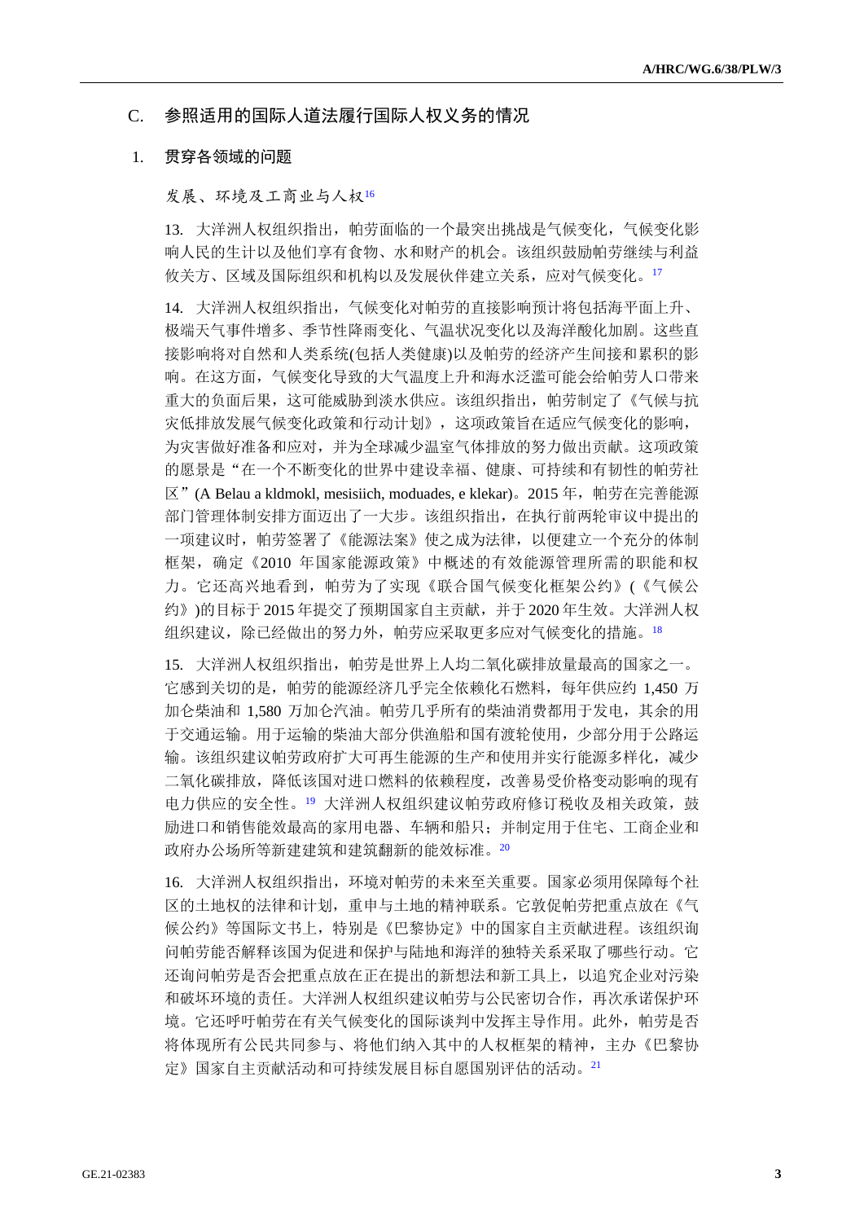## C. 参照适用的国际人道法履行国际人权义务的情况

### 1. 贯穿各领域的问题

*发展、环境及工商业与人权*[16]

13. 大洋洲人权组织指出，帕劳面临的一个最突出挑战是气候变化，气候变化影响人民的生计以及他们享有食物、水和财产的机会。该组织鼓励帕劳继续与利益攸关方、区域及国际组织和机构以及发展伙伴建立关系，应对气候变化。[17]

14. 大洋洲人权组织指出，气候变化对帕劳的直接影响预计将包括海平面上升、极端天气事件增多、季节性降雨变化、气温状况变化以及海洋酸化加剧。这些直接影响将对自然和人类系统(包括人类健康)以及帕劳的经济产生间接和累积的影响。在这方面，气候变化导致的大气温度上升和海水泛滥可能会给帕劳人口带来重大的负面后果，这可能威胁到淡水供应。该组织指出，帕劳制定了《气候与抗灾低排放发展气候变化政策和行动计划》，这项政策旨在适应气候变化的影响，为灾害做好准备和应对，并为全球减少温室气体排放的努力做出贡献。这项政策的愿景是“在一个不断变化的世界中建设幸福、健康、可持续和有韧性的帕劳社区”(A Belau a kldmokl, mesisiich, moduades, e klekar)。2015 年，帕劳在完善能源部门管理体制安排方面迈出了一大步。该组织指出，在执行前两轮审议中提出的一项建议时，帕劳签署了《能源法案》使之成为法律，以便建立一个充分的体制框架，确定《2010 年国家能源政策》中概述的有效能源管理所需的职能和权力。它还高兴地看到，帕劳为了实现《联合国气候变化框架公约》(《气候公约》)的目标于 2015 年提交了预期国家自主贡献，并于 2020 年生效。大洋洲人权组织建议，除已经做出的努力外，帕劳应采取更多应对气候变化的措施。[18]

15. 大洋洲人权组织指出，帕劳是世界上人均二氧化碳排放量最高的国家之一。它感到关切的是，帕劳的能源经济几乎完全依赖化石燃料，每年供应约 1,450 万加仑柴油和 1,580 万加仑汽油。帕劳几乎所有的柴油消费都用于发电，其余的用于交通运输。用于运输的柴油大部分供渔船和国有渡轮使用，少部分用于公路运输。该组织建议帕劳政府扩大可再生能源的生产和使用并实行能源多样化，减少二氧化碳排放，降低该国对进口燃料的依赖程度，改善易受价格变动影响的现有电力供应的安全性。[19] 大洋洲人权组织建议帕劳政府修订税收及相关政策，鼓励进口和销售能效最高的家用电器、车辆和船只；并制定用于住宅、工商企业和政府办公场所等新建建筑和建筑翻新的能效标准。[20]

16. 大洋洲人权组织指出，环境对帕劳的未来至关重要。国家必须用保障每个社区的土地权的法律和计划，重申与土地的精神联系。它敦促帕劳把重点放在《气候公约》等国际文书上，特别是《巴黎协定》中的国家自主贡献进程。该组织询问帕劳能否解释该国为促进和保护与陆地和海洋的独特关系采取了哪些行动。它还询问帕劳是否会把重点放在正在提出的新想法和新工具上，以追究企业对污染和破坏环境的责任。大洋洲人权组织建议帕劳与公民密切合作，再次承诺保护环境。它还呼吁帕劳在有关气候变化的国际谈判中发挥主导作用。此外，帕劳是否将体现所有公民共同参与、将他们纳入其中的人权框架的精神，主办《巴黎协定》国家自主贡献活动和可持续发展目标自愿国别评估的活动。[21]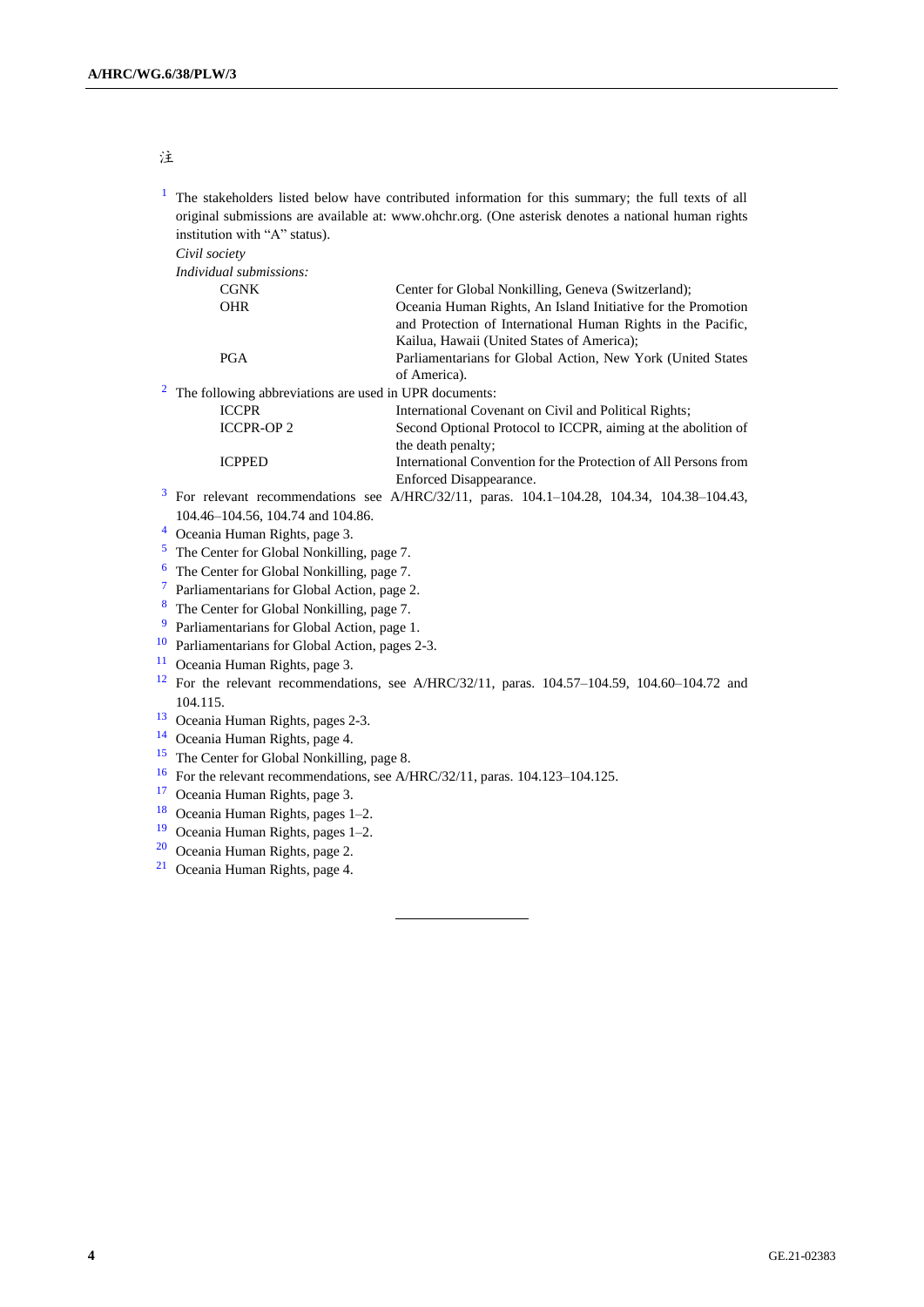注

[1] The stakeholders listed below have contributed information for this summary; the full texts of all original submissions are available at: www.ohchr.org. (One asterisk denotes a national human rights institution with "A" status).

*Civil society*

*Individual submissions:*

| | |
|---|---|
| CGNK | Center for Global Nonkilling, Geneva (Switzerland); |
| OHR | Oceania Human Rights, An Island Initiative for the Promotion and Protection of International Human Rights in the Pacific, Kailua, Hawaii (United States of America); |
| PGA | Parliamentarians for Global Action, New York (United States of America). |

[2] The following abbreviations are used in UPR documents:

| | |
|---|---|
| ICCPR | International Covenant on Civil and Political Rights; |
| ICCPR-OP 2 | Second Optional Protocol to ICCPR, aiming at the abolition of the death penalty; |
| ICPPED | International Convention for the Protection of All Persons from Enforced Disappearance. |

[3] For relevant recommendations see A/HRC/32/11, paras. 104.1–104.28, 104.34, 104.38–104.43, 104.46–104.56, 104.74 and 104.86.

[4] Oceania Human Rights, page 3.

[5] The Center for Global Nonkilling, page 7.

[6] The Center for Global Nonkilling, page 7.

[7] Parliamentarians for Global Action, page 2.

[8] The Center for Global Nonkilling, page 7.

[9] Parliamentarians for Global Action, page 1.

[10] Parliamentarians for Global Action, pages 2-3.

[11] Oceania Human Rights, page 3.

[12] For the relevant recommendations, see A/HRC/32/11, paras. 104.57–104.59, 104.60–104.72 and 104.115.

[13] Oceania Human Rights, pages 2-3.

[14] Oceania Human Rights, page 4.

[15] The Center for Global Nonkilling, page 8.

[16] For the relevant recommendations, see A/HRC/32/11, paras. 104.123–104.125.

[17] Oceania Human Rights, page 3.

[18] Oceania Human Rights, pages 1–2.

[19] Oceania Human Rights, pages 1–2.

[20] Oceania Human Rights, page 2.

[21] Oceania Human Rights, page 4.